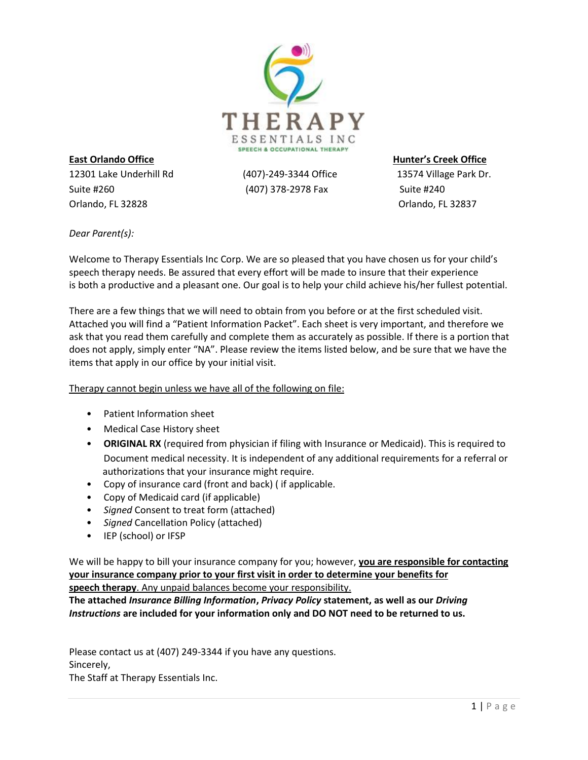THERAPY

ESSENTIALS INC

SPEECH & OCCUPATIONAL THERAPY

**East Orlando Office**
12301 Lake Underhill Rd
Suite #260
Orlando, FL 32828

(407)-249-3344 Office
(407) 378-2978 Fax

**Hunter's Creek Office**
13574 Village Park Dr.
Suite #240
Orlando, FL 32837

*Dear Parent(s):*

Welcome to Therapy Essentials Inc Corp. We are so pleased that you have chosen us for your child's speech therapy needs. Be assured that every effort will be made to insure that their experience is both a productive and a pleasant one. Our goal is to help your child achieve his/her fullest potential.

There are a few things that we will need to obtain from you before or at the first scheduled visit. Attached you will find a "Patient Information Packet". Each sheet is very important, and therefore we ask that you read them carefully and complete them as accurately as possible. If there is a portion that does not apply, simply enter "NA". Please review the items listed below, and be sure that we have the items that apply in our office by your initial visit.

<u>Therapy cannot begin unless we have all of the following on file:</u>

- Patient Information sheet
- Medical Case History sheet
- **ORIGINAL RX** (required from physician if filing with Insurance or Medicaid). This is required to Document medical necessity. It is independent of any additional requirements for a referral or authorizations that your insurance might require.
- Copy of insurance card (front and back) ( if applicable.
- Copy of Medicaid card (if applicable)
- *Signed* Consent to treat form (attached)
- *Signed* Cancellation Policy (attached)
- IEP (school) or IFSP

We will be happy to bill your insurance company for you; however, <u>**you are responsible for contacting your insurance company prior to your first visit in order to determine your benefits for speech therapy**. Any unpaid balances become your responsibility.</u>
**The attached *Insurance Billing Information*, *Privacy Policy* statement, as well as our *Driving Instructions* are included for your information only and DO NOT need to be returned to us.**

Please contact us at (407) 249-3344 if you have any questions.
Sincerely,
The Staff at Therapy Essentials Inc.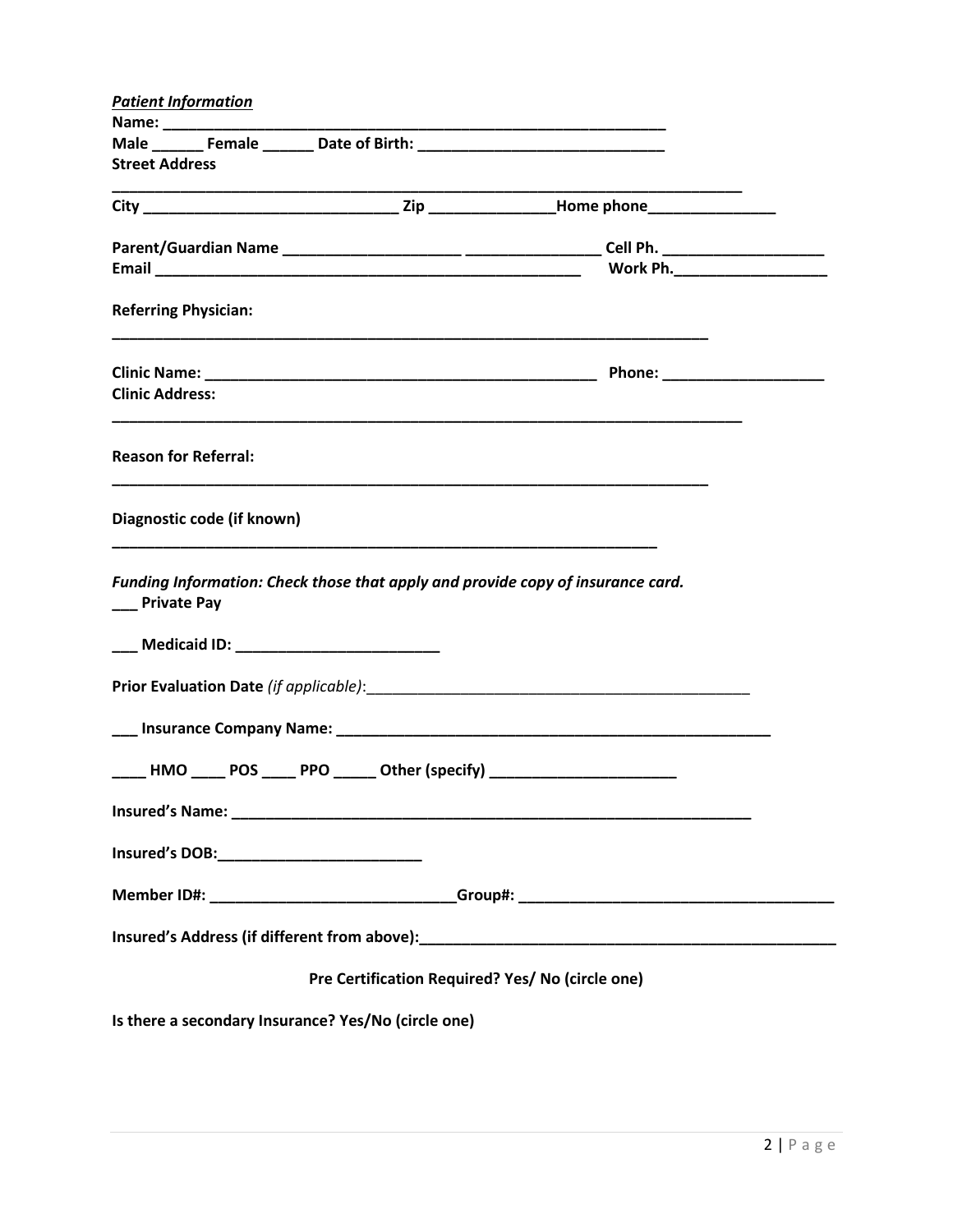***Patient Information***

**Name: ___________________________________________________________**

**Male ______ Female ______ Date of Birth: ____________________________**

**Street Address**

**___________________________________________________________________________**

**City ______________________________ Zip _______________Home phone_______________**

**Parent/Guardian Name _____________________ ________________ Cell Ph. ___________________**

**Email ___________________________________________________ Work Ph.__________________**

**Referring Physician:**

**_________________________________________________________________________**

**Clinic Name: _______________________________________________ Phone: ___________________**

**Clinic Address:**

**_____________________________________________________________________________**

**Reason for Referral:**

**_________________________________________________________________________**

**Diagnostic code (if known)**

**___________________________________________________________________**

***Funding Information: Check those that apply and provide copy of insurance card.***

**___ Private Pay**

**___ Medicaid ID: ________________________**

**Prior Evaluation Date** *(if applicable)*:_______________________________________________

**___ Insurance Company Name: _____________________________________________________**

**____ HMO ____ POS ____ PPO _____ Other (specify) ______________________**

**Insured's Name: _______________________________________________________________**

**Insured's DOB:________________________**

**Member ID#: ____________________________Group#: _____________________________________**

**Insured's Address (if different from above):_________________________________________________**

**Pre Certification Required? Yes/ No (circle one)**

**Is there a secondary Insurance? Yes/No (circle one)**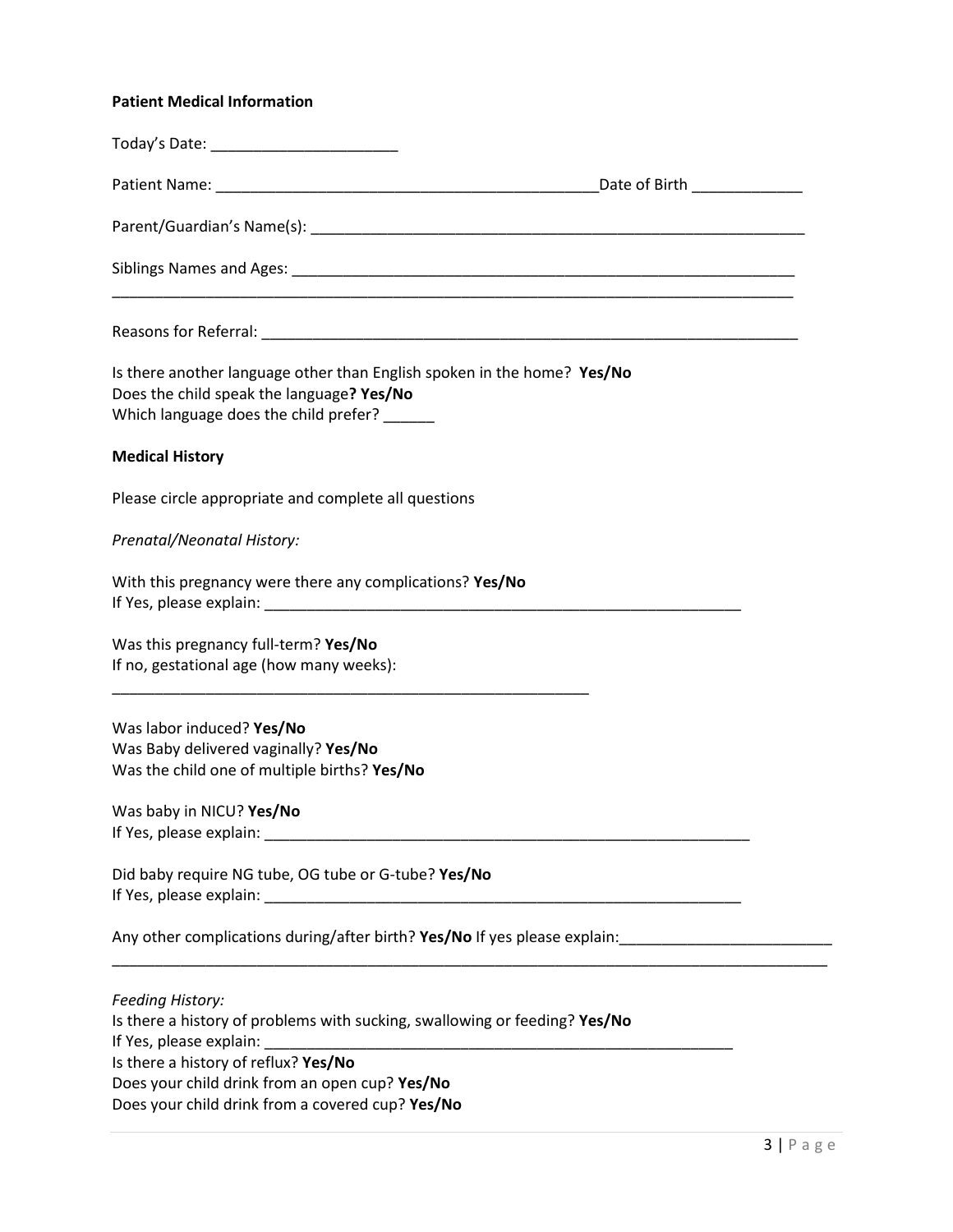**Patient Medical Information**

Today's Date: ______________________

Patient Name: ______________________________________________Date of Birth _____________

Parent/Guardian's Name(s): ____________________________________________________________

Siblings Names and Ages: _______________________________________________________________
_________________________________________________________________________________

Reasons for Referral: _________________________________________________________________

Is there another language other than English spoken in the home? **Yes/No**
Does the child speak the language**? Yes/No**
Which language does the child prefer? ______

**Medical History**

Please circle appropriate and complete all questions

*Prenatal/Neonatal History:*

With this pregnancy were there any complications? **Yes/No**
If Yes, please explain: ___________________________________________________________

Was this pregnancy full-term? **Yes/No**
If no, gestational age (how many weeks):
_________________________________________________________

Was labor induced? **Yes/No**
Was Baby delivered vaginally? **Yes/No**
Was the child one of multiple births? **Yes/No**

Was baby in NICU? **Yes/No**
If Yes, please explain: ____________________________________________________________

Did baby require NG tube, OG tube or G-tube? **Yes/No**
If Yes, please explain: ___________________________________________________________

Any other complications during/after birth? **Yes/No** If yes please explain:_________________________
___________________________________________________________________________________

*Feeding History:*
Is there a history of problems with sucking, swallowing or feeding? **Yes/No**
If Yes, please explain: __________________________________________________________
Is there a history of reflux? **Yes/No**
Does your child drink from an open cup? **Yes/No**
Does your child drink from a covered cup? **Yes/No**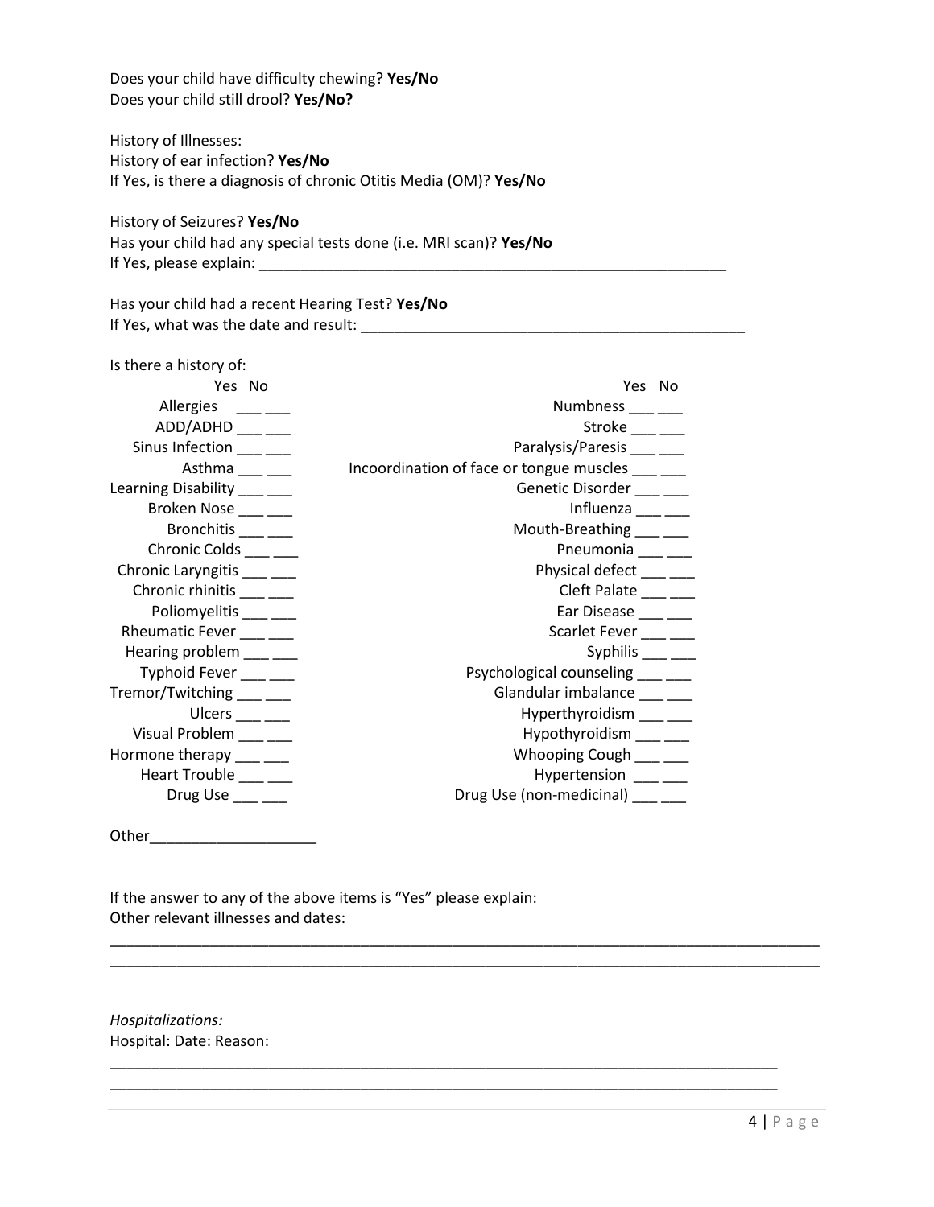Does your child have difficulty chewing? **Yes/No**
Does your child still drool? **Yes/No?**

History of Illnesses:
History of ear infection? **Yes/No**
If Yes, is there a diagnosis of chronic Otitis Media (OM)? **Yes/No**

History of Seizures? **Yes/No**
Has your child had any special tests done (i.e. MRI scan)? **Yes/No**
If Yes, please explain: ___________________________________________________________

Has your child had a recent Hearing Test? **Yes/No**
If Yes, what was the date and result: _______________________________________________

Is there a history of:

| | Yes | No | | Yes | No |
|---|---|---|---|---|---|
| Allergies | ___ | ___ | Numbness | ___ | ___ |
| ADD/ADHD | ___ | ___ | Stroke | ___ | ___ |
| Sinus Infection | ___ | ___ | Paralysis/Paresis | ___ | ___ |
| Asthma | ___ | ___ | Incoordination of face or tongue muscles | ___ | ___ |
| Learning Disability | ___ | ___ | Genetic Disorder | ___ | ___ |
| Broken Nose | ___ | ___ | Influenza | ___ | ___ |
| Bronchitis | ___ | ___ | Mouth-Breathing | ___ | ___ |
| Chronic Colds | ___ | ___ | Pneumonia | ___ | ___ |
| Chronic Laryngitis | ___ | ___ | Physical defect | ___ | ___ |
| Chronic rhinitis | ___ | ___ | Cleft Palate | ___ | ___ |
| Poliomyelitis | ___ | ___ | Ear Disease | ___ | ___ |
| Rheumatic Fever | ___ | ___ | Scarlet Fever | ___ | ___ |
| Hearing problem | ___ | ___ | Syphilis | ___ | ___ |
| Typhoid Fever | ___ | ___ | Psychological counseling | ___ | ___ |
| Tremor/Twitching | ___ | ___ | Glandular imbalance | ___ | ___ |
| Ulcers | ___ | ___ | Hyperthyroidism | ___ | ___ |
| Visual Problem | ___ | ___ | Hypothyroidism | ___ | ___ |
| Hormone therapy | ___ | ___ | Whooping Cough | ___ | ___ |
| Heart Trouble | ___ | ___ | Hypertension | ___ | ___ |
| Drug Use | ___ | ___ | Drug Use (non-medicinal) | ___ | ___ |

Other____________________

If the answer to any of the above items is "Yes" please explain:
Other relevant illnesses and dates:

_____________________________________________________________________________________
_____________________________________________________________________________________

*Hospitalizations:*
Hospital: Date: Reason:

_____________________________________________________________________________________
_____________________________________________________________________________________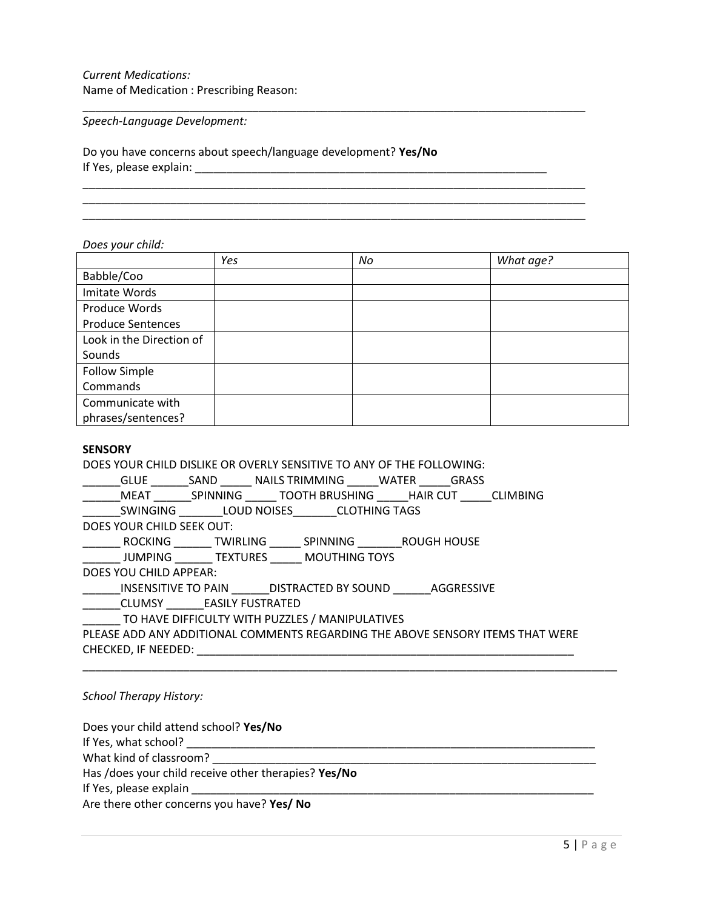*Current Medications:*
Name of Medication : Prescribing Reason:

_____________________________________________________________________________________

*Speech-Language Development:*

Do you have concerns about speech/language development? **Yes/No**
If Yes, please explain: ___________________________________________________________

_____________________________________________________________________________________
_____________________________________________________________________________________
_____________________________________________________________________________________

*Does your child:*

| | *Yes* | *No* | *What age?* |
|---|---|---|---|
| Babble/Coo | | | |
| Imitate Words | | | |
| Produce Words Produce Sentences | | | |
| Look in the Direction of Sounds | | | |
| Follow Simple Commands | | | |
| Communicate with phrases/sentences? | | | |

**SENSORY**

DOES YOUR CHILD DISLIKE OR OVERLY SENSITIVE TO ANY OF THE FOLLOWING:
______GLUE ______SAND _____ NAILS TRIMMING _____WATER _____GRASS
______MEAT ______SPINNING _____ TOOTH BRUSHING _____HAIR CUT _____CLIMBING
______SWINGING _______LOUD NOISES_______CLOTHING TAGS
DOES YOUR CHILD SEEK OUT:
______ ROCKING ______ TWIRLING _____ SPINNING _______ROUGH HOUSE
______ JUMPING ______ TEXTURES _____ MOUTHING TOYS
DOES YOU CHILD APPEAR:
______INSENSITIVE TO PAIN ______DISTRACTED BY SOUND ______AGGRESSIVE
______CLUMSY ______EASILY FUSTRATED
______ TO HAVE DIFFICULTY WITH PUZZLES / MANIPULATIVES
PLEASE ADD ANY ADDITIONAL COMMENTS REGARDING THE ABOVE SENSORY ITEMS THAT WERE CHECKED, IF NEEDED: _______________________________________________________________

_________________________________________________________________________________________

*School Therapy History:*

Does your child attend school? **Yes/No**
If Yes, what school? ______________________________________________________________________
What kind of classroom? ___________________________________________________________________
Has /does your child receive other therapies? **Yes/No**
If Yes, please explain _____________________________________________________________________
Are there other concerns you have? **Yes/ No**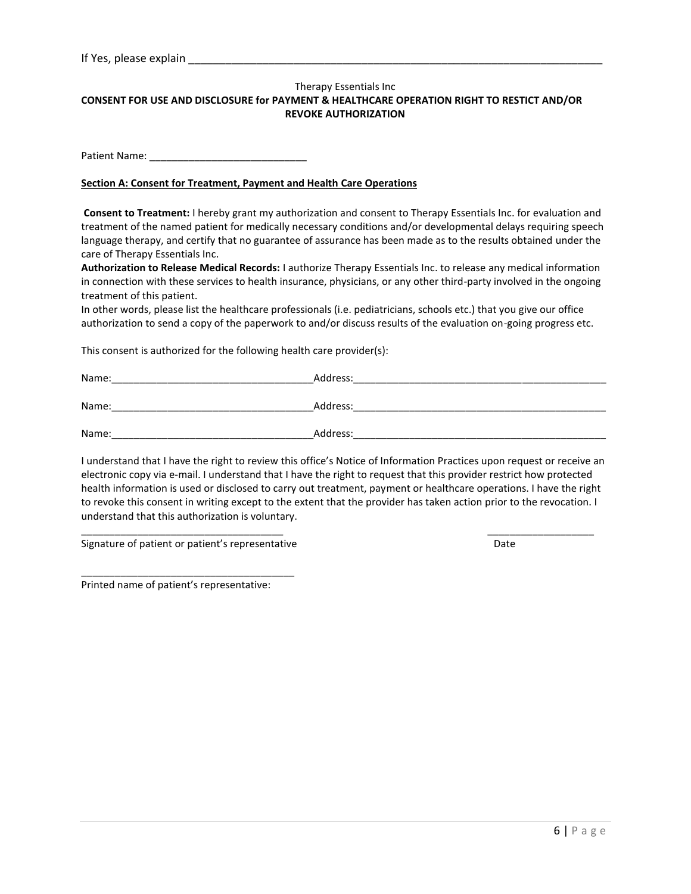If Yes, please explain ______________________________________________________________________

Therapy Essentials Inc

**CONSENT FOR USE AND DISCLOSURE for PAYMENT & HEALTHCARE OPERATION RIGHT TO RESTICT AND/OR REVOKE AUTHORIZATION**

Patient Name: ____________________________

**Section A: Consent for Treatment, Payment and Health Care Operations**

**Consent to Treatment:** I hereby grant my authorization and consent to Therapy Essentials Inc. for evaluation and treatment of the named patient for medically necessary conditions and/or developmental delays requiring speech language therapy, and certify that no guarantee of assurance has been made as to the results obtained under the care of Therapy Essentials Inc.

**Authorization to Release Medical Records:** I authorize Therapy Essentials Inc. to release any medical information in connection with these services to health insurance, physicians, or any other third-party involved in the ongoing treatment of this patient.

In other words, please list the healthcare professionals (i.e. pediatricians, schools etc.) that you give our office authorization to send a copy of the paperwork to and/or discuss results of the evaluation on-going progress etc.

This consent is authorized for the following health care provider(s):

Name:____________________________________Address:______________________________________________

Name:____________________________________Address:______________________________________________

Name:____________________________________Address:______________________________________________

I understand that I have the right to review this office's Notice of Information Practices upon request or receive an electronic copy via e-mail. I understand that I have the right to request that this provider restrict how protected health information is used or disclosed to carry out treatment, payment or healthcare operations. I have the right to revoke this consent in writing except to the extent that the provider has taken action prior to the revocation. I understand that this authorization is voluntary.

____________________________________ ___________________

Signature of patient or patient's representative Date

______________________________________

Printed name of patient's representative: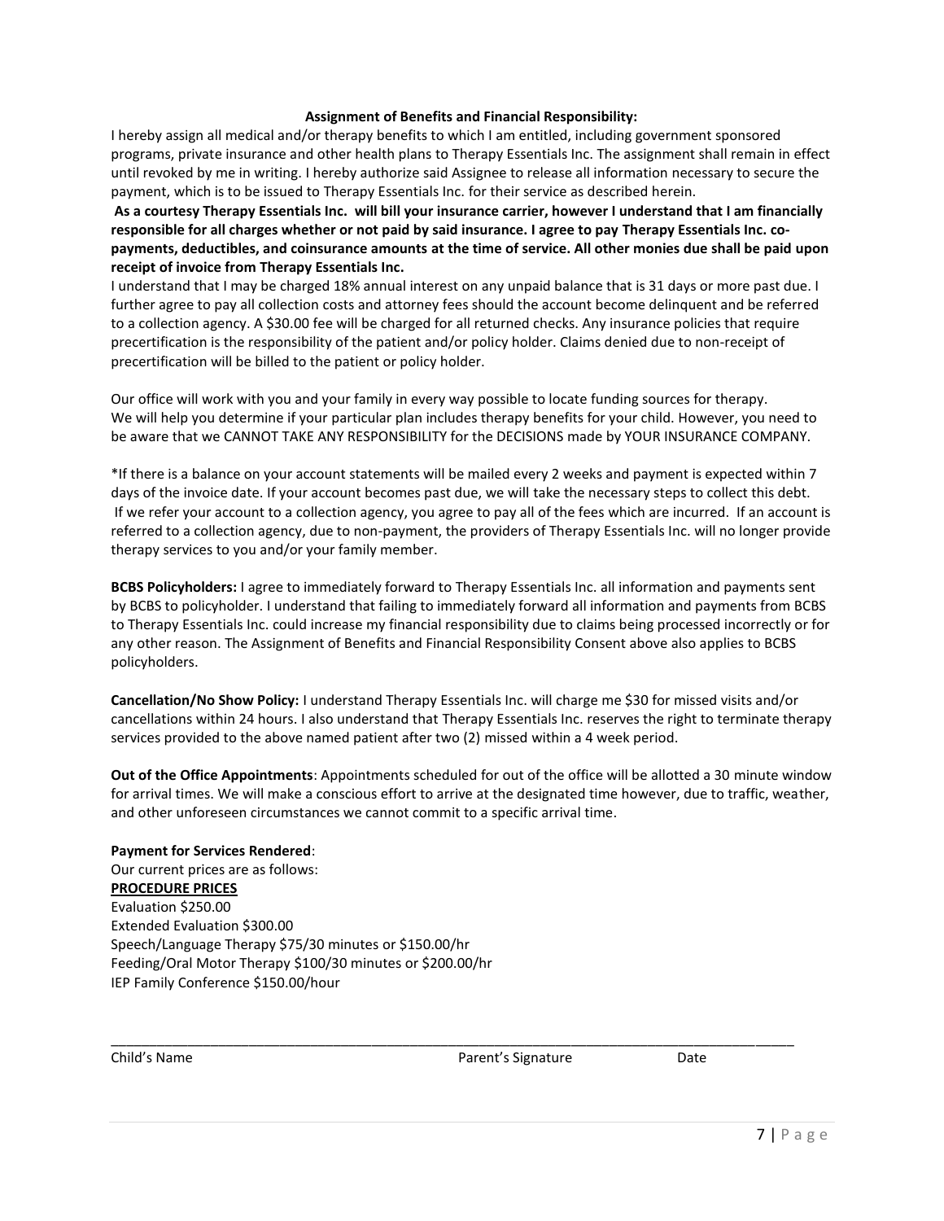**Assignment of Benefits and Financial Responsibility:**

I hereby assign all medical and/or therapy benefits to which I am entitled, including government sponsored programs, private insurance and other health plans to Therapy Essentials Inc. The assignment shall remain in effect until revoked by me in writing. I hereby authorize said Assignee to release all information necessary to secure the payment, which is to be issued to Therapy Essentials Inc. for their service as described herein.

**As a courtesy Therapy Essentials Inc. will bill your insurance carrier, however I understand that I am financially responsible for all charges whether or not paid by said insurance. I agree to pay Therapy Essentials Inc. co-payments, deductibles, and coinsurance amounts at the time of service. All other monies due shall be paid upon receipt of invoice from Therapy Essentials Inc.**

I understand that I may be charged 18% annual interest on any unpaid balance that is 31 days or more past due. I further agree to pay all collection costs and attorney fees should the account become delinquent and be referred to a collection agency. A $30.00 fee will be charged for all returned checks. Any insurance policies that require precertification is the responsibility of the patient and/or policy holder. Claims denied due to non-receipt of precertification will be billed to the patient or policy holder.

Our office will work with you and your family in every way possible to locate funding sources for therapy. We will help you determine if your particular plan includes therapy benefits for your child. However, you need to be aware that we CANNOT TAKE ANY RESPONSIBILITY for the DECISIONS made by YOUR INSURANCE COMPANY.

*If there is a balance on your account statements will be mailed every 2 weeks and payment is expected within 7 days of the invoice date. If your account becomes past due, we will take the necessary steps to collect this debt. If we refer your account to a collection agency, you agree to pay all of the fees which are incurred. If an account is referred to a collection agency, due to non-payment, the providers of Therapy Essentials Inc. will no longer provide therapy services to you and/or your family member.

**BCBS Policyholders:** I agree to immediately forward to Therapy Essentials Inc. all information and payments sent by BCBS to policyholder. I understand that failing to immediately forward all information and payments from BCBS to Therapy Essentials Inc. could increase my financial responsibility due to claims being processed incorrectly or for any other reason. The Assignment of Benefits and Financial Responsibility Consent above also applies to BCBS policyholders.

**Cancellation/No Show Policy:** I understand Therapy Essentials Inc. will charge me $30 for missed visits and/or cancellations within 24 hours. I also understand that Therapy Essentials Inc. reserves the right to terminate therapy services provided to the above named patient after two (2) missed within a 4 week period.

**Out of the Office Appointments**: Appointments scheduled for out of the office will be allotted a 30 minute window for arrival times. We will make a conscious effort to arrive at the designated time however, due to traffic, weather, and other unforeseen circumstances we cannot commit to a specific arrival time.

**Payment for Services Rendered**:

Our current prices are as follows:

**PROCEDURE PRICES**

Evaluation $250.00
Extended Evaluation $300.00
Speech/Language Therapy $75/30 minutes or $150.00/hr
Feeding/Oral Motor Therapy $100/30 minutes or $200.00/hr
IEP Family Conference $150.00/hour

\_\_\_\_\_\_\_\_\_\_\_\_\_\_\_\_\_\_\_\_\_\_\_\_\_\_\_\_\_\_\_\_\_\_\_\_\_\_\_\_\_\_\_\_\_\_\_\_\_\_\_\_\_\_\_\_\_\_\_\_\_\_\_\_\_\_\_\_\_\_\_\_\_\_\_\_\_\_\_\_

Child's Name &nbsp;&nbsp;&nbsp;&nbsp;&nbsp;&nbsp;&nbsp;&nbsp; Parent's Signature &nbsp;&nbsp;&nbsp;&nbsp;&nbsp;&nbsp;&nbsp;&nbsp; Date